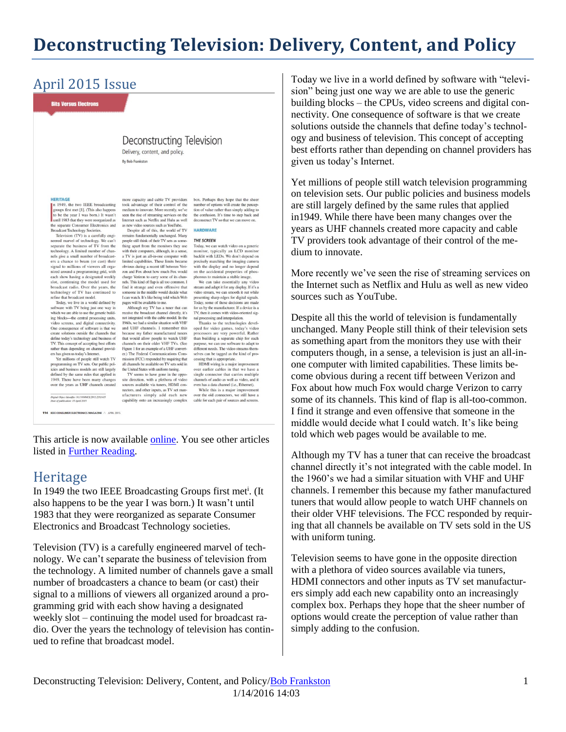# Deconstructing Television: Delivery, Content, and Policy

## April 2015 Issue

This article is now available online. You see other articles listed in Further Reading.

## Heritage

In 1949 the two IEEE Broadcasting Groups first met[i]. (It also happens to be the year I was born.) It wasn't until 1983 that they were reorganized as separate Consumer Electronics and Broadcast Technology societies.

Television (TV) is a carefully engineered marvel of technology. We can't separate the business of television from the technology. A limited number of channels gave a small number of broadcasters a chance to beam (or cast) their signal to a millions of viewers all organized around a programming grid with each show having a designated weekly slot – continuing the model used for broadcast radio. Over the years the technology of television has continued to refine that broadcast model.

Today we live in a world defined by software with "television" being just one way we are able to use the generic building blocks – the CPUs, video screens and digital connectivity. One consequence of software is that we create solutions outside the channels that define today's technology and business of television. This concept of accepting best efforts rather than depending on channel providers has given us today's Internet.

Yet millions of people still watch television programming on television sets. Our public policies and business models are still largely defined by the same rules that applied in1949. While there have been many changes over the years as UHF channels created more capacity and cable TV providers took advantage of their control of the medium to innovate.

More recently we've seen the rise of streaming services on the Internet such as Netflix and Hulu as well as new video sources such as YouTube.

Despite all this the world of television is fundamentally unchanged. Many People still think of their television sets as something apart from the monitors they use with their computers though, in a sense, a television is just an all-in-one computer with limited capabilities. These limits become obvious during a recent tiff between Verizon and Fox about how much Fox would charge Verizon to carry some of its channels. This kind of flap is all-too-common. I find it strange and even offensive that someone in the middle would decide what I could watch. It's like being told which web pages would be available to me.

Although my TV has a tuner that can receive the broadcast channel directly it's not integrated with the cable model. In the 1960's we had a similar situation with VHF and UHF channels. I remember this because my father manufactured tuners that would allow people to watch UHF channels on their older VHF televisions. The FCC responded by requiring that all channels be available on TV sets sold in the US with uniform tuning.

Television seems to have gone in the opposite direction with a plethora of video sources available via tuners, HDMI connectors and other inputs as TV set manufacturers simply add each new capability onto an increasingly complex box. Perhaps they hope that the sheer number of options would create the perception of value rather than simply adding to the confusion.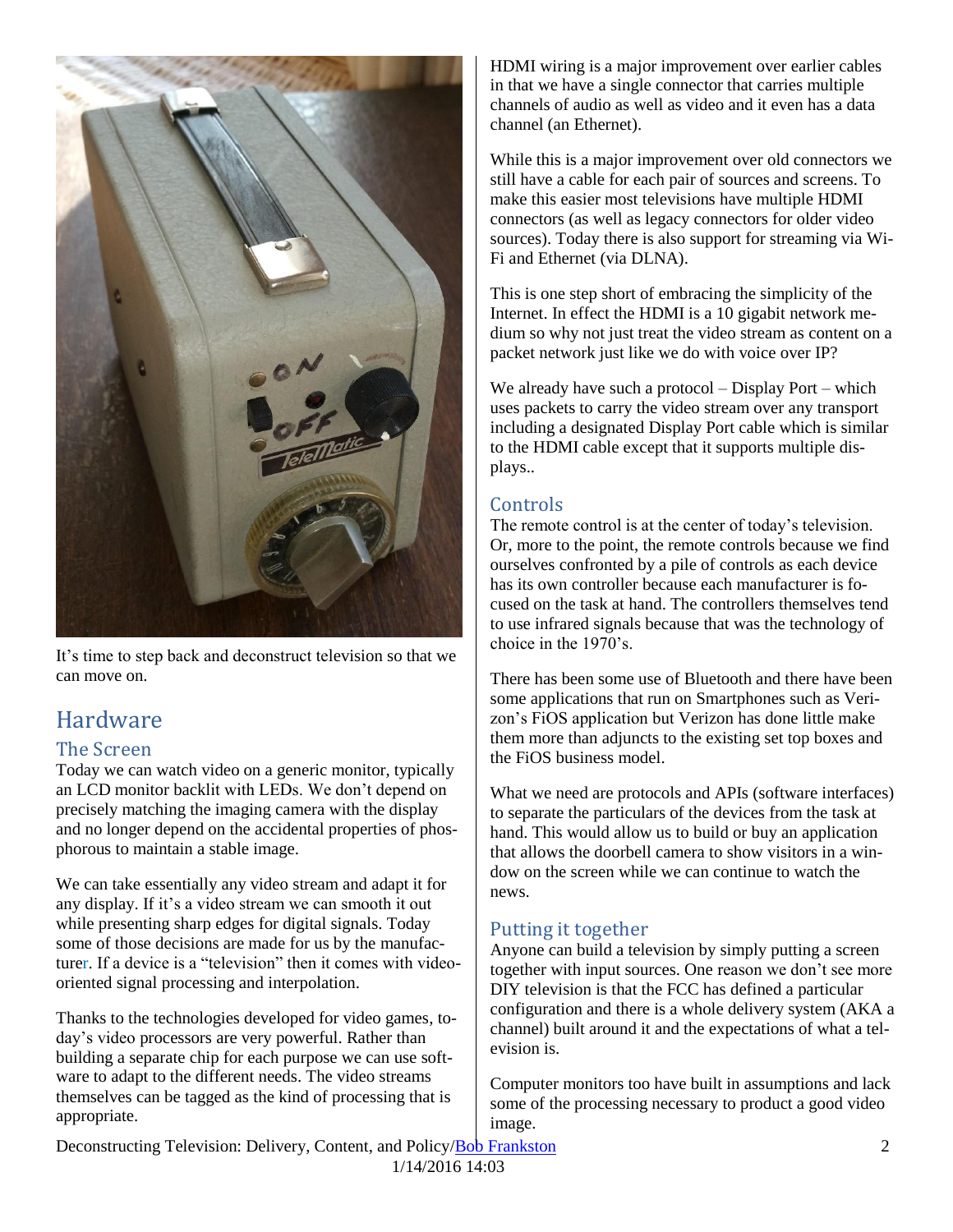It's time to step back and deconstruct television so that we can move on.

# Hardware

## The Screen

Today we can watch video on a generic monitor, typically an LCD monitor backlit with LEDs. We don't depend on precisely matching the imaging camera with the display and no longer depend on the accidental properties of phosphorous to maintain a stable image.

We can take essentially any video stream and adapt it for any display. If it's a video stream we can smooth it out while presenting sharp edges for digital signals. Today some of those decisions are made for us by the manufacturer. If a device is a "television" then it comes with video-oriented signal processing and interpolation.

Thanks to the technologies developed for video games, today's video processors are very powerful. Rather than building a separate chip for each purpose we can use software to adapt to the different needs. The video streams themselves can be tagged as the kind of processing that is appropriate.

HDMI wiring is a major improvement over earlier cables in that we have a single connector that carries multiple channels of audio as well as video and it even has a data channel (an Ethernet).

While this is a major improvement over old connectors we still have a cable for each pair of sources and screens. To make this easier most televisions have multiple HDMI connectors (as well as legacy connectors for older video sources). Today there is also support for streaming via Wi-Fi and Ethernet (via DLNA).

This is one step short of embracing the simplicity of the Internet. In effect the HDMI is a 10 gigabit network medium so why not just treat the video stream as content on a packet network just like we do with voice over IP?

We already have such a protocol – Display Port – which uses packets to carry the video stream over any transport including a designated Display Port cable which is similar to the HDMI cable except that it supports multiple displays..

## Controls

The remote control is at the center of today's television. Or, more to the point, the remote controls because we find ourselves confronted by a pile of controls as each device has its own controller because each manufacturer is focused on the task at hand. The controllers themselves tend to use infrared signals because that was the technology of choice in the 1970's.

There has been some use of Bluetooth and there have been some applications that run on Smartphones such as Verizon's FiOS application but Verizon has done little make them more than adjuncts to the existing set top boxes and the FiOS business model.

What we need are protocols and APIs (software interfaces) to separate the particulars of the devices from the task at hand. This would allow us to build or buy an application that allows the doorbell camera to show visitors in a window on the screen while we can continue to watch the news.

## Putting it together

Anyone can build a television by simply putting a screen together with input sources. One reason we don't see more DIY television is that the FCC has defined a particular configuration and there is a whole delivery system (AKA a channel) built around it and the expectations of what a television is.

Computer monitors too have built in assumptions and lack some of the processing necessary to product a good video image.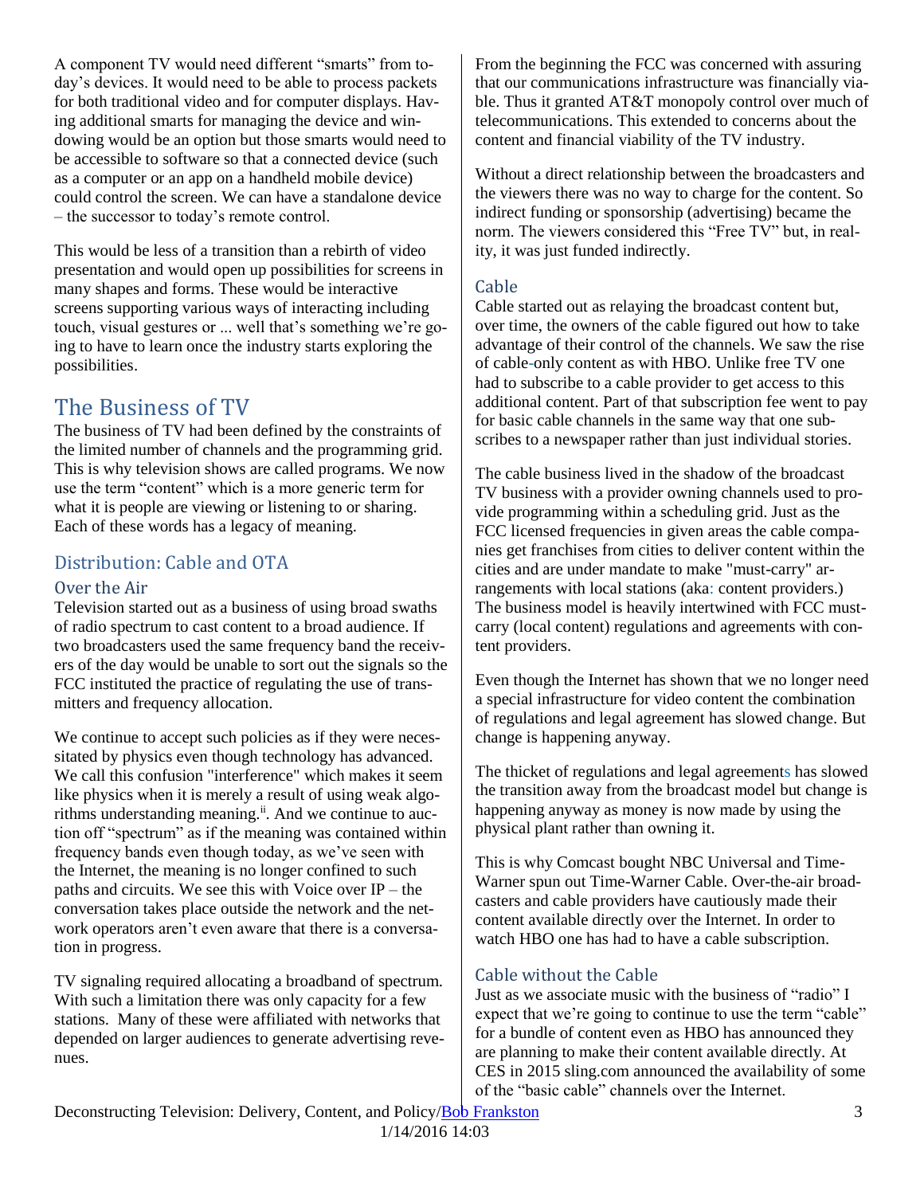A component TV would need different "smarts" from today's devices. It would need to be able to process packets for both traditional video and for computer displays. Having additional smarts for managing the device and windowing would be an option but those smarts would need to be accessible to software so that a connected device (such as a computer or an app on a handheld mobile device) could control the screen. We can have a standalone device – the successor to today's remote control.

This would be less of a transition than a rebirth of video presentation and would open up possibilities for screens in many shapes and forms. These would be interactive screens supporting various ways of interacting including touch, visual gestures or ... well that's something we're going to have to learn once the industry starts exploring the possibilities.

# The Business of TV

The business of TV had been defined by the constraints of the limited number of channels and the programming grid. This is why television shows are called programs. We now use the term "content" which is a more generic term for what it is people are viewing or listening to or sharing. Each of these words has a legacy of meaning.

## Distribution: Cable and OTA

### Over the Air

Television started out as a business of using broad swaths of radio spectrum to cast content to a broad audience. If two broadcasters used the same frequency band the receivers of the day would be unable to sort out the signals so the FCC instituted the practice of regulating the use of transmitters and frequency allocation.

We continue to accept such policies as if they were necessitated by physics even though technology has advanced. We call this confusion "interference" which makes it seem like physics when it is merely a result of using weak algorithms understanding meaning.[ii]. And we continue to auction off "spectrum" as if the meaning was contained within frequency bands even though today, as we've seen with the Internet, the meaning is no longer confined to such paths and circuits. We see this with Voice over IP – the conversation takes place outside the network and the network operators aren't even aware that there is a conversation in progress.

TV signaling required allocating a broadband of spectrum. With such a limitation there was only capacity for a few stations. Many of these were affiliated with networks that depended on larger audiences to generate advertising revenues.

From the beginning the FCC was concerned with assuring that our communications infrastructure was financially viable. Thus it granted AT&T monopoly control over much of telecommunications. This extended to concerns about the content and financial viability of the TV industry.

Without a direct relationship between the broadcasters and the viewers there was no way to charge for the content. So indirect funding or sponsorship (advertising) became the norm. The viewers considered this "Free TV" but, in reality, it was just funded indirectly.

### Cable

Cable started out as relaying the broadcast content but, over time, the owners of the cable figured out how to take advantage of their control of the channels. We saw the rise of cable-only content as with HBO. Unlike free TV one had to subscribe to a cable provider to get access to this additional content. Part of that subscription fee went to pay for basic cable channels in the same way that one subscribes to a newspaper rather than just individual stories.

The cable business lived in the shadow of the broadcast TV business with a provider owning channels used to provide programming within a scheduling grid. Just as the FCC licensed frequencies in given areas the cable companies get franchises from cities to deliver content within the cities and are under mandate to make "must-carry" arrangements with local stations (aka: content providers.) The business model is heavily intertwined with FCC must-carry (local content) regulations and agreements with content providers.

Even though the Internet has shown that we no longer need a special infrastructure for video content the combination of regulations and legal agreement has slowed change. But change is happening anyway.

The thicket of regulations and legal agreements has slowed the transition away from the broadcast model but change is happening anyway as money is now made by using the physical plant rather than owning it.

This is why Comcast bought NBC Universal and Time-Warner spun out Time-Warner Cable. Over-the-air broadcasters and cable providers have cautiously made their content available directly over the Internet. In order to watch HBO one has had to have a cable subscription.

### Cable without the Cable

Just as we associate music with the business of "radio" I expect that we're going to continue to use the term "cable" for a bundle of content even as HBO has announced they are planning to make their content available directly. At CES in 2015 sling.com announced the availability of some of the "basic cable" channels over the Internet.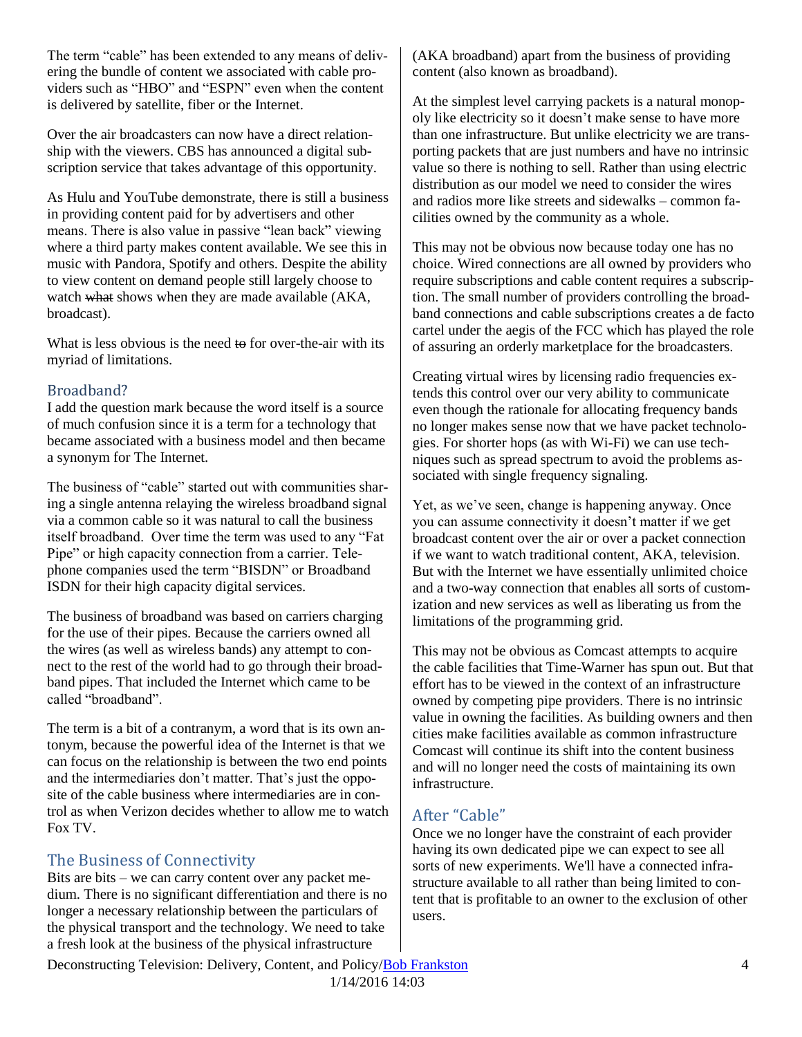The term "cable" has been extended to any means of delivering the bundle of content we associated with cable providers such as "HBO" and "ESPN" even when the content is delivered by satellite, fiber or the Internet.

Over the air broadcasters can now have a direct relationship with the viewers. CBS has announced a digital subscription service that takes advantage of this opportunity.

As Hulu and YouTube demonstrate, there is still a business in providing content paid for by advertisers and other means. There is also value in passive "lean back" viewing where a third party makes content available. We see this in music with Pandora, Spotify and others. Despite the ability to view content on demand people still largely choose to watch ~~what~~ shows when they are made available (AKA, broadcast).

What is less obvious is the need ~~to~~ for over-the-air with its myriad of limitations.

## Broadband?

I add the question mark because the word itself is a source of much confusion since it is a term for a technology that became associated with a business model and then became a synonym for The Internet.

The business of "cable" started out with communities sharing a single antenna relaying the wireless broadband signal via a common cable so it was natural to call the business itself broadband. Over time the term was used to any "Fat Pipe" or high capacity connection from a carrier. Telephone companies used the term "BISDN" or Broadband ISDN for their high capacity digital services.

The business of broadband was based on carriers charging for the use of their pipes. Because the carriers owned all the wires (as well as wireless bands) any attempt to connect to the rest of the world had to go through their broadband pipes. That included the Internet which came to be called "broadband".

The term is a bit of a contranym, a word that is its own antonym, because the powerful idea of the Internet is that we can focus on the relationship is between the two end points and the intermediaries don't matter. That's just the opposite of the cable business where intermediaries are in control as when Verizon decides whether to allow me to watch Fox TV.

## The Business of Connectivity

Bits are bits – we can carry content over any packet medium. There is no significant differentiation and there is no longer a necessary relationship between the particulars of the physical transport and the technology. We need to take a fresh look at the business of the physical infrastructure (AKA broadband) apart from the business of providing content (also known as broadband).

At the simplest level carrying packets is a natural monopoly like electricity so it doesn't make sense to have more than one infrastructure. But unlike electricity we are transporting packets that are just numbers and have no intrinsic value so there is nothing to sell. Rather than using electric distribution as our model we need to consider the wires and radios more like streets and sidewalks – common facilities owned by the community as a whole.

This may not be obvious now because today one has no choice. Wired connections are all owned by providers who require subscriptions and cable content requires a subscription. The small number of providers controlling the broadband connections and cable subscriptions creates a de facto cartel under the aegis of the FCC which has played the role of assuring an orderly marketplace for the broadcasters.

Creating virtual wires by licensing radio frequencies extends this control over our very ability to communicate even though the rationale for allocating frequency bands no longer makes sense now that we have packet technologies. For shorter hops (as with Wi-Fi) we can use techniques such as spread spectrum to avoid the problems associated with single frequency signaling.

Yet, as we've seen, change is happening anyway. Once you can assume connectivity it doesn't matter if we get broadcast content over the air or over a packet connection if we want to watch traditional content, AKA, television. But with the Internet we have essentially unlimited choice and a two-way connection that enables all sorts of customization and new services as well as liberating us from the limitations of the programming grid.

This may not be obvious as Comcast attempts to acquire the cable facilities that Time-Warner has spun out. But that effort has to be viewed in the context of an infrastructure owned by competing pipe providers. There is no intrinsic value in owning the facilities. As building owners and then cities make facilities available as common infrastructure Comcast will continue its shift into the content business and will no longer need the costs of maintaining its own infrastructure.

## After "Cable"

Once we no longer have the constraint of each provider having its own dedicated pipe we can expect to see all sorts of new experiments. We'll have a connected infrastructure available to all rather than being limited to content that is profitable to an owner to the exclusion of other users.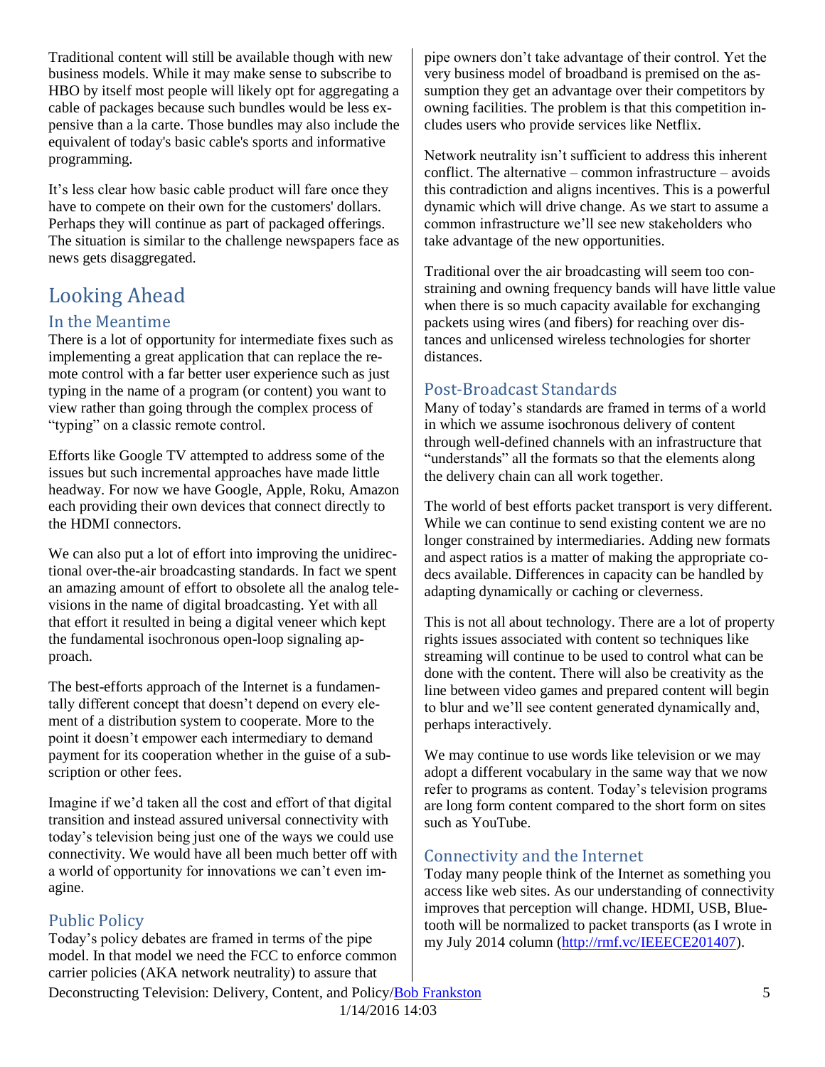Traditional content will still be available though with new business models. While it may make sense to subscribe to HBO by itself most people will likely opt for aggregating a cable of packages because such bundles would be less expensive than a la carte. Those bundles may also include the equivalent of today's basic cable's sports and informative programming.

It's less clear how basic cable product will fare once they have to compete on their own for the customers' dollars. Perhaps they will continue as part of packaged offerings. The situation is similar to the challenge newspapers face as news gets disaggregated.

# Looking Ahead

## In the Meantime

There is a lot of opportunity for intermediate fixes such as implementing a great application that can replace the remote control with a far better user experience such as just typing in the name of a program (or content) you want to view rather than going through the complex process of "typing" on a classic remote control.

Efforts like Google TV attempted to address some of the issues but such incremental approaches have made little headway. For now we have Google, Apple, Roku, Amazon each providing their own devices that connect directly to the HDMI connectors.

We can also put a lot of effort into improving the unidirectional over-the-air broadcasting standards. In fact we spent an amazing amount of effort to obsolete all the analog televisions in the name of digital broadcasting. Yet with all that effort it resulted in being a digital veneer which kept the fundamental isochronous open-loop signaling approach.

The best-efforts approach of the Internet is a fundamentally different concept that doesn't depend on every element of a distribution system to cooperate. More to the point it doesn't empower each intermediary to demand payment for its cooperation whether in the guise of a subscription or other fees.

Imagine if we'd taken all the cost and effort of that digital transition and instead assured universal connectivity with today's television being just one of the ways we could use connectivity. We would have all been much better off with a world of opportunity for innovations we can't even imagine.

## Public Policy

Today's policy debates are framed in terms of the pipe model. In that model we need the FCC to enforce common carrier policies (AKA network neutrality) to assure that pipe owners don't take advantage of their control. Yet the very business model of broadband is premised on the assumption they get an advantage over their competitors by owning facilities. The problem is that this competition includes users who provide services like Netflix.

Network neutrality isn't sufficient to address this inherent conflict. The alternative – common infrastructure – avoids this contradiction and aligns incentives. This is a powerful dynamic which will drive change. As we start to assume a common infrastructure we'll see new stakeholders who take advantage of the new opportunities.

Traditional over the air broadcasting will seem too constraining and owning frequency bands will have little value when there is so much capacity available for exchanging packets using wires (and fibers) for reaching over distances and unlicensed wireless technologies for shorter distances.

## Post-Broadcast Standards

Many of today's standards are framed in terms of a world in which we assume isochronous delivery of content through well-defined channels with an infrastructure that "understands" all the formats so that the elements along the delivery chain can all work together.

The world of best efforts packet transport is very different. While we can continue to send existing content we are no longer constrained by intermediaries. Adding new formats and aspect ratios is a matter of making the appropriate codecs available. Differences in capacity can be handled by adapting dynamically or caching or cleverness.

This is not all about technology. There are a lot of property rights issues associated with content so techniques like streaming will continue to be used to control what can be done with the content. There will also be creativity as the line between video games and prepared content will begin to blur and we'll see content generated dynamically and, perhaps interactively.

We may continue to use words like television or we may adopt a different vocabulary in the same way that we now refer to programs as content. Today's television programs are long form content compared to the short form on sites such as YouTube.

## Connectivity and the Internet

Today many people think of the Internet as something you access like web sites. As our understanding of connectivity improves that perception will change. HDMI, USB, Bluetooth will be normalized to packet transports (as I wrote in my July 2014 column (http://rmf.vc/IEEECE201407).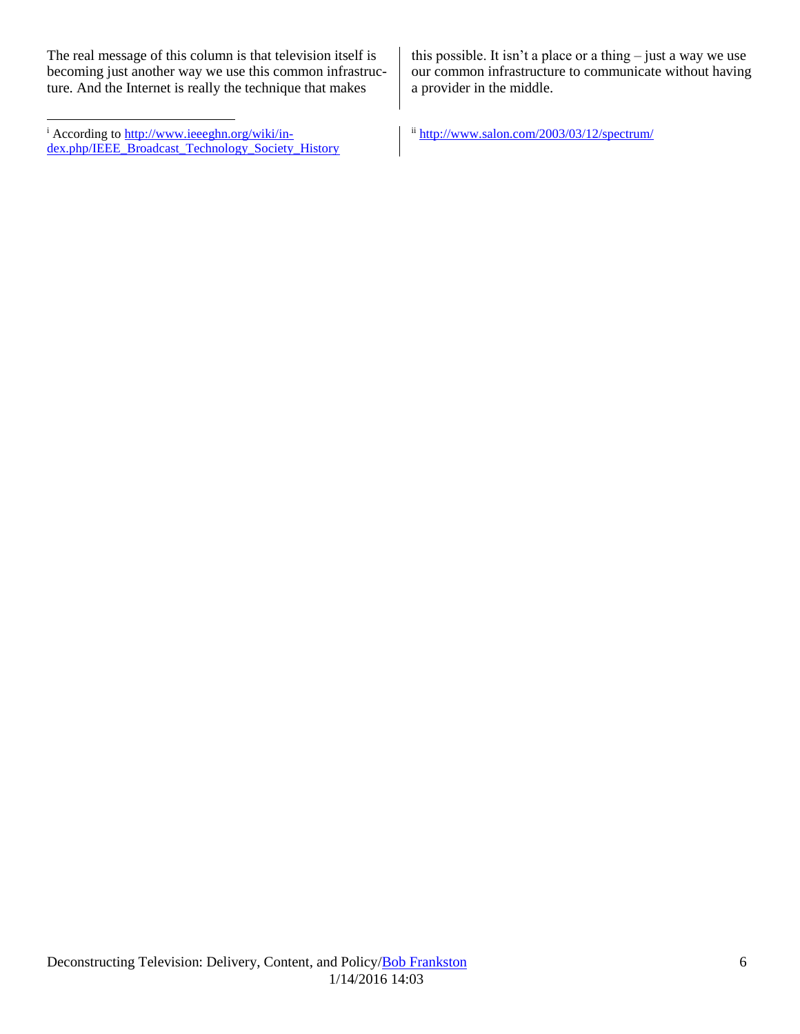The real message of this column is that television itself is becoming just another way we use this common infrastructure. And the Internet is really the technique that makes this possible. It isn't a place or a thing – just a way we use our common infrastructure to communicate without having a provider in the middle.

---

[i] According to http://www.ieeeghn.org/wiki/index.php/IEEE_Broadcast_Technology_Society_History

[ii] http://www.salon.com/2003/03/12/spectrum/